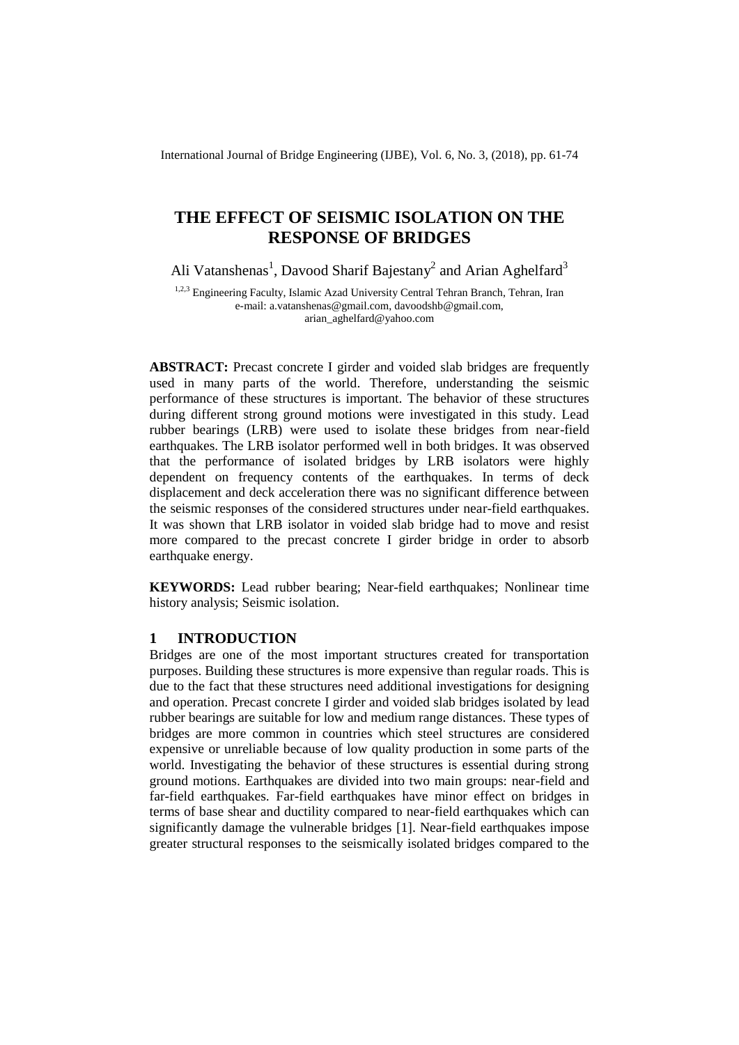# THE EFFECT OF SEISMIC ISOLATION ON THE RESPONSE OF BRIDGES

Ali Vatanshenas[1], Davood Sharif Bajestany[2] and Arian Aghelfard[3]

[1,2,3] Engineering Faculty, Islamic Azad University Central Tehran Branch, Tehran, Iran
e-mail: a.vatanshenas@gmail.com, davoodshb@gmail.com, arian_aghelfard@yahoo.com

**ABSTRACT:** Precast concrete I girder and voided slab bridges are frequently used in many parts of the world. Therefore, understanding the seismic performance of these structures is important. The behavior of these structures during different strong ground motions were investigated in this study. Lead rubber bearings (LRB) were used to isolate these bridges from near-field earthquakes. The LRB isolator performed well in both bridges. It was observed that the performance of isolated bridges by LRB isolators were highly dependent on frequency contents of the earthquakes. In terms of deck displacement and deck acceleration there was no significant difference between the seismic responses of the considered structures under near-field earthquakes. It was shown that LRB isolator in voided slab bridge had to move and resist more compared to the precast concrete I girder bridge in order to absorb earthquake energy.

**KEYWORDS:** Lead rubber bearing; Near-field earthquakes; Nonlinear time history analysis; Seismic isolation.

## 1 INTRODUCTION

Bridges are one of the most important structures created for transportation purposes. Building these structures is more expensive than regular roads. This is due to the fact that these structures need additional investigations for designing and operation. Precast concrete I girder and voided slab bridges isolated by lead rubber bearings are suitable for low and medium range distances. These types of bridges are more common in countries which steel structures are considered expensive or unreliable because of low quality production in some parts of the world. Investigating the behavior of these structures is essential during strong ground motions. Earthquakes are divided into two main groups: near-field and far-field earthquakes. Far-field earthquakes have minor effect on bridges in terms of base shear and ductility compared to near-field earthquakes which can significantly damage the vulnerable bridges [1]. Near-field earthquakes impose greater structural responses to the seismically isolated bridges compared to the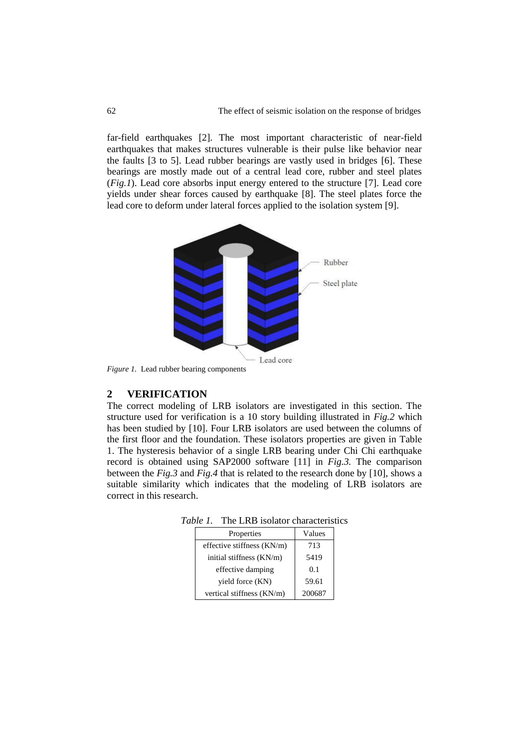far-field earthquakes [2]. The most important characteristic of near-field earthquakes that makes structures vulnerable is their pulse like behavior near the faults [3 to 5]. Lead rubber bearings are vastly used in bridges [6]. These bearings are mostly made out of a central lead core, rubber and steel plates (*Fig.1*). Lead core absorbs input energy entered to the structure [7]. Lead core yields under shear forces caused by earthquake [8]. The steel plates force the lead core to deform under lateral forces applied to the isolation system [9].

*Figure 1.* Lead rubber bearing components

## 2 VERIFICATION

The correct modeling of LRB isolators are investigated in this section. The structure used for verification is a 10 story building illustrated in *Fig.2* which has been studied by [10]. Four LRB isolators are used between the columns of the first floor and the foundation. These isolators properties are given in Table 1. The hysteresis behavior of a single LRB bearing under Chi Chi earthquake record is obtained using SAP2000 software [11] in *Fig.3.* The comparison between the *Fig.3* and *Fig.4* that is related to the research done by [10], shows a suitable similarity which indicates that the modeling of LRB isolators are correct in this research.

*Table 1.* The LRB isolator characteristics

| Properties | Values |
|---|---|
| effective stiffness (KN/m) | 713 |
| initial stiffness (KN/m) | 5419 |
| effective damping | 0.1 |
| yield force (KN) | 59.61 |
| vertical stiffness (KN/m) | 200687 |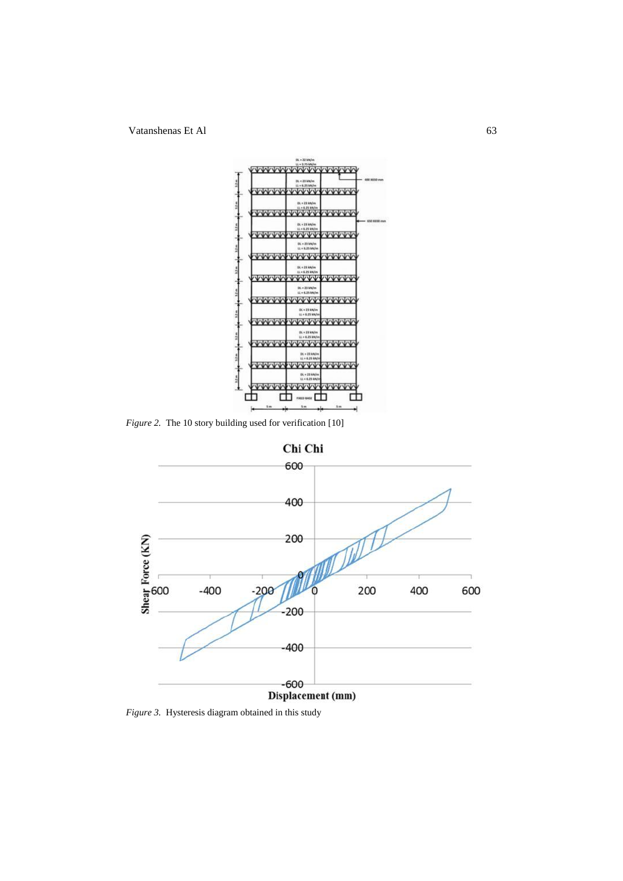*Figure 2.* The 10 story building used for verification [10]

*Figure 3.* Hysteresis diagram obtained in this study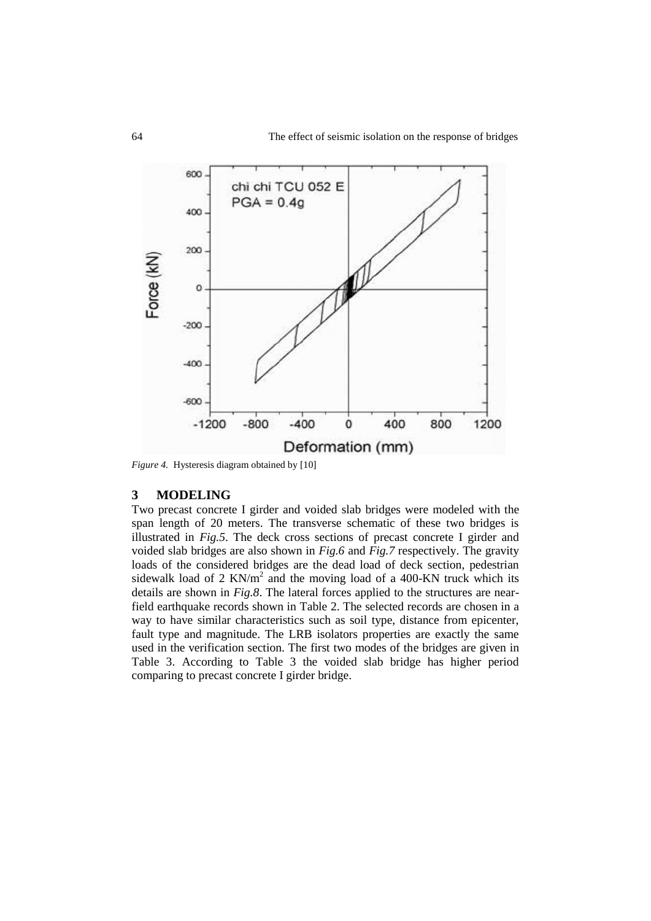*Figure 4.* Hysteresis diagram obtained by [10]

## 3 MODELING

Two precast concrete I girder and voided slab bridges were modeled with the span length of 20 meters. The transverse schematic of these two bridges is illustrated in *Fig.5*. The deck cross sections of precast concrete I girder and voided slab bridges are also shown in *Fig.6* and *Fig.7* respectively. The gravity loads of the considered bridges are the dead load of deck section, pedestrian sidewalk load of 2 $KN/m^2$ and the moving load of a 400-KN truck which its details are shown in *Fig.8*. The lateral forces applied to the structures are near-field earthquake records shown in Table 2. The selected records are chosen in a way to have similar characteristics such as soil type, distance from epicenter, fault type and magnitude. The LRB isolators properties are exactly the same used in the verification section. The first two modes of the bridges are given in Table 3. According to Table 3 the voided slab bridge has higher period comparing to precast concrete I girder bridge.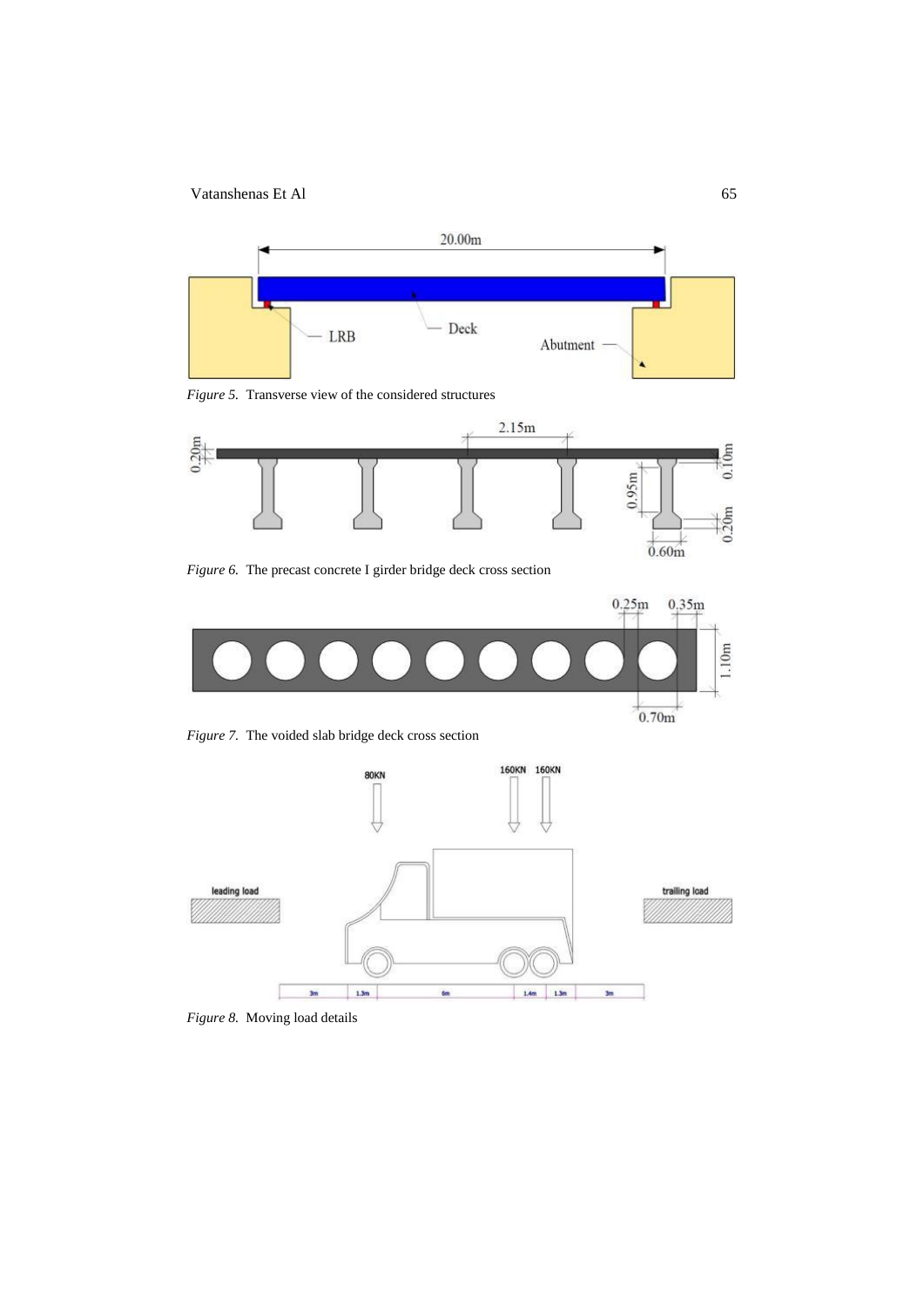*Figure 5.* Transverse view of the considered structures

*Figure 6.* The precast concrete I girder bridge deck cross section

*Figure 7.* The voided slab bridge deck cross section

*Figure 8.* Moving load details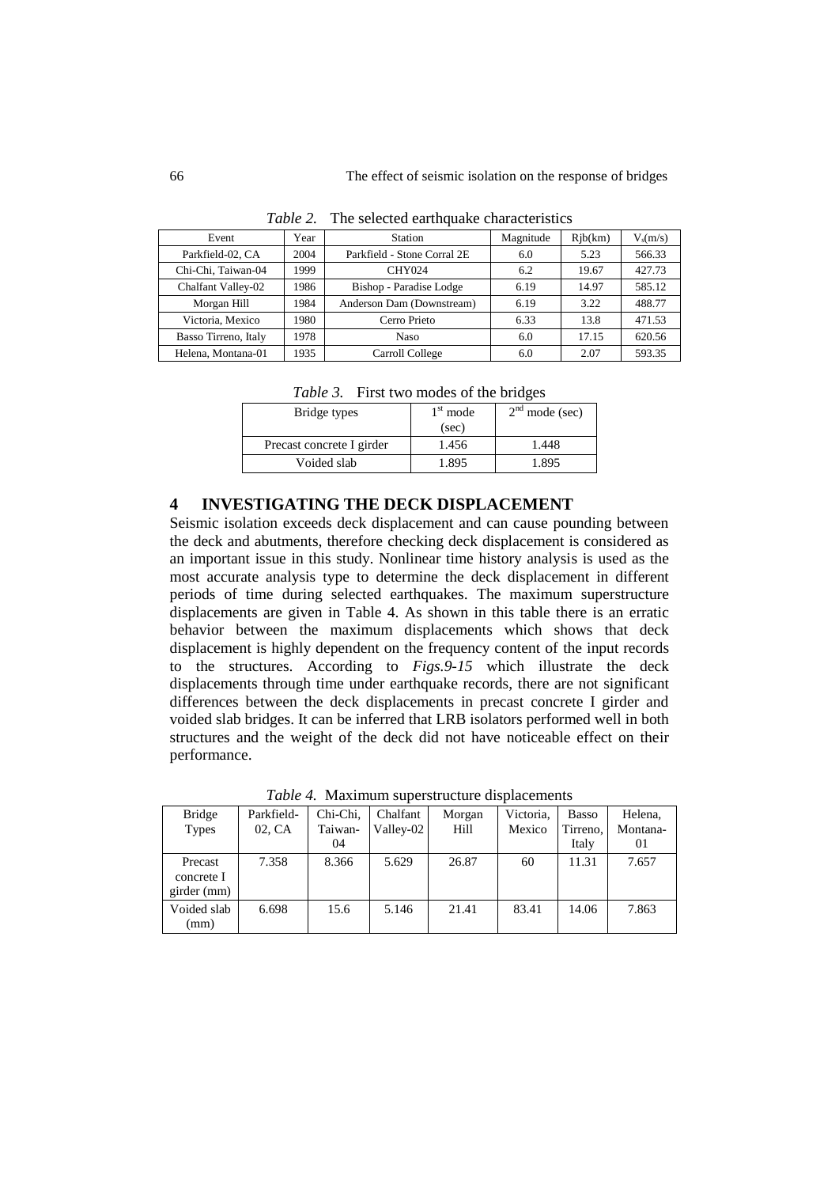*Table 2.* The selected earthquake characteristics

| Event | Year | Station | Magnitude | Rjb(km) | $V_s$(m/s) |
|---|---|---|---|---|---|
| Parkfield-02, CA | 2004 | Parkfield - Stone Corral 2E | 6.0 | 5.23 | 566.33 |
| Chi-Chi, Taiwan-04 | 1999 | CHY024 | 6.2 | 19.67 | 427.73 |
| Chalfant Valley-02 | 1986 | Bishop - Paradise Lodge | 6.19 | 14.97 | 585.12 |
| Morgan Hill | 1984 | Anderson Dam (Downstream) | 6.19 | 3.22 | 488.77 |
| Victoria, Mexico | 1980 | Cerro Prieto | 6.33 | 13.8 | 471.53 |
| Basso Tirreno, Italy | 1978 | Naso | 6.0 | 17.15 | 620.56 |
| Helena, Montana-01 | 1935 | Carroll College | 6.0 | 2.07 | 593.35 |

*Table 3.* First two modes of the bridges

| Bridge types | 1st mode (sec) | 2nd mode (sec) |
|---|---|---|
| Precast concrete I girder | 1.456 | 1.448 |
| Voided slab | 1.895 | 1.895 |

## 4 INVESTIGATING THE DECK DISPLACEMENT

Seismic isolation exceeds deck displacement and can cause pounding between the deck and abutments, therefore checking deck displacement is considered as an important issue in this study. Nonlinear time history analysis is used as the most accurate analysis type to determine the deck displacement in different periods of time during selected earthquakes. The maximum superstructure displacements are given in Table 4. As shown in this table there is an erratic behavior between the maximum displacements which shows that deck displacement is highly dependent on the frequency content of the input records to the structures. According to *Figs.9-15* which illustrate the deck displacements through time under earthquake records, there are not significant differences between the deck displacements in precast concrete I girder and voided slab bridges. It can be inferred that LRB isolators performed well in both structures and the weight of the deck did not have noticeable effect on their performance.

*Table 4.* Maximum superstructure displacements

| Bridge Types | Parkfield-02, CA | Chi-Chi, Taiwan-04 | Chalfant Valley-02 | Morgan Hill | Victoria, Mexico | Basso Tirreno, Italy | Helena, Montana-01 |
|---|---|---|---|---|---|---|---|
| Precast concrete I girder (mm) | 7.358 | 8.366 | 5.629 | 26.87 | 60 | 11.31 | 7.657 |
| Voided slab (mm) | 6.698 | 15.6 | 5.146 | 21.41 | 83.41 | 14.06 | 7.863 |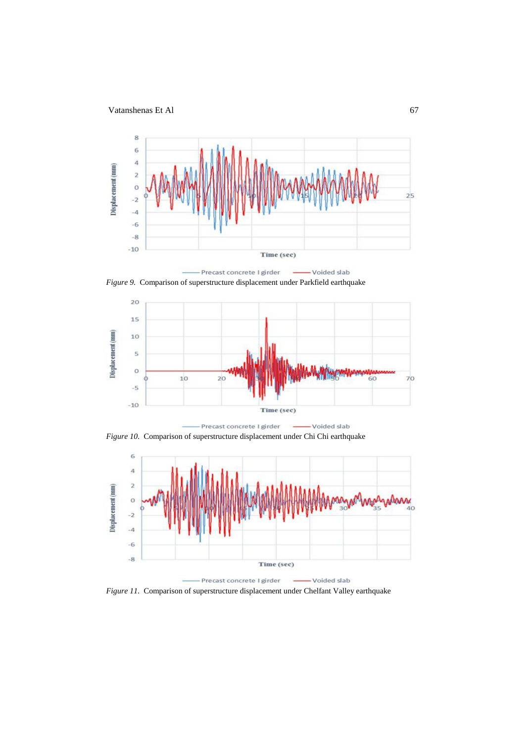*Figure 9.* Comparison of superstructure displacement under Parkfield earthquake

*Figure 10.* Comparison of superstructure displacement under Chi Chi earthquake

*Figure 11.* Comparison of superstructure displacement under Chelfant Valley earthquake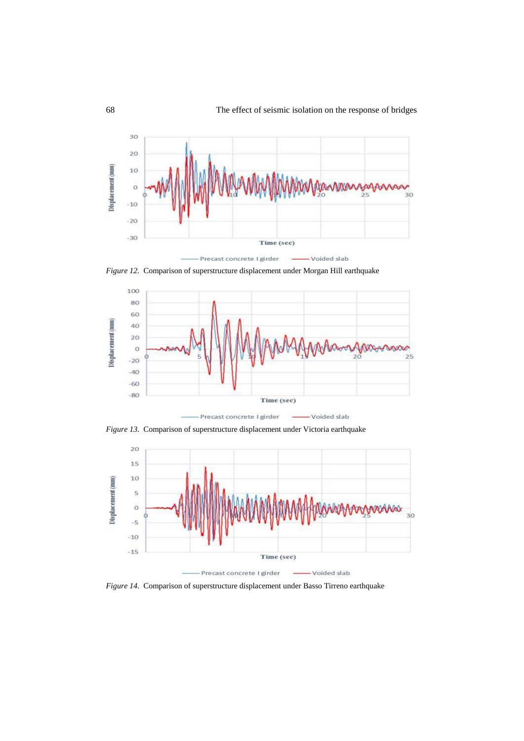Figure 12. Comparison of superstructure displacement under Morgan Hill earthquake

Figure 13. Comparison of superstructure displacement under Victoria earthquake

Figure 14. Comparison of superstructure displacement under Basso Tirreno earthquake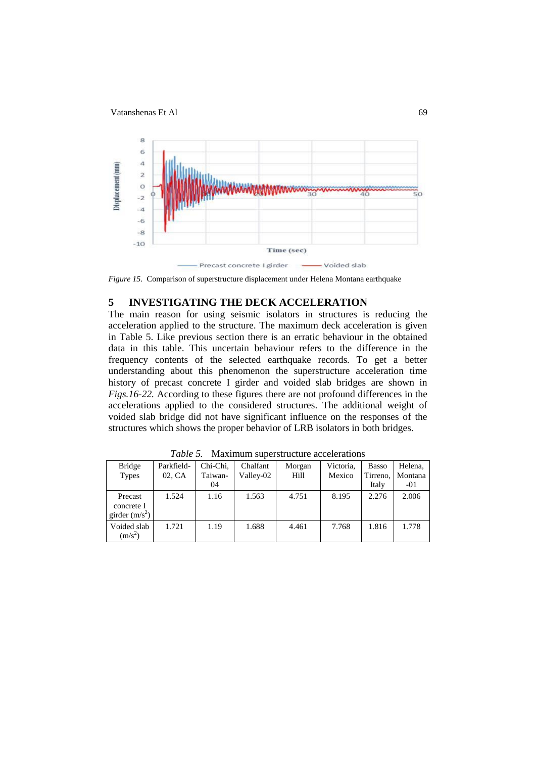*Figure 15.* Comparison of superstructure displacement under Helena Montana earthquake

## 5 INVESTIGATING THE DECK ACCELERATION

The main reason for using seismic isolators in structures is reducing the acceleration applied to the structure. The maximum deck acceleration is given in Table 5. Like previous section there is an erratic behaviour in the obtained data in this table. This uncertain behaviour refers to the difference in the frequency contents of the selected earthquake records. To get a better understanding about this phenomenon the superstructure acceleration time history of precast concrete I girder and voided slab bridges are shown in *Figs.16-22.* According to these figures there are not profound differences in the accelerations applied to the considered structures. The additional weight of voided slab bridge did not have significant influence on the responses of the structures which shows the proper behavior of LRB isolators in both bridges.

*Table 5.* Maximum superstructure accelerations

| Bridge Types | Parkfield-02, CA | Chi-Chi, Taiwan-04 | Chalfant Valley-02 | Morgan Hill | Victoria, Mexico | Basso Tirreno, Italy | Helena, Montana -01 |
|---|---|---|---|---|---|---|---|
| Precast concrete I girder ($m/s^2$) | 1.524 | 1.16 | 1.563 | 4.751 | 8.195 | 2.276 | 2.006 |
| Voided slab ($m/s^2$) | 1.721 | 1.19 | 1.688 | 4.461 | 7.768 | 1.816 | 1.778 |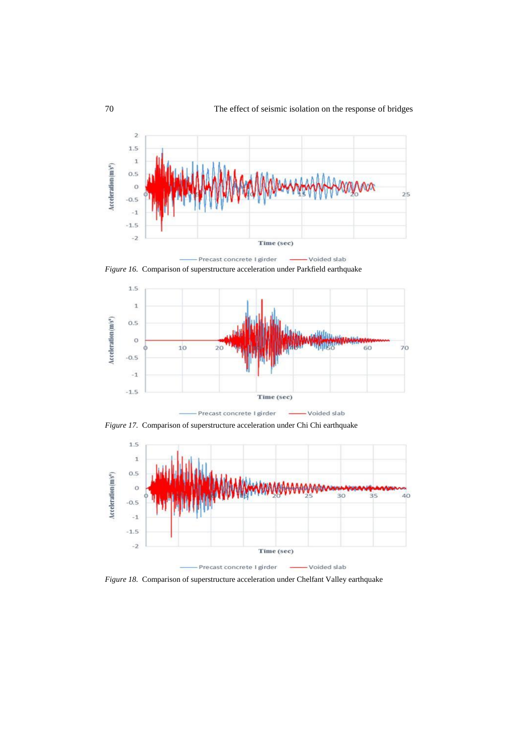*Figure 16.* Comparison of superstructure acceleration under Parkfield earthquake

*Figure 17.* Comparison of superstructure acceleration under Chi Chi earthquake

*Figure 18.* Comparison of superstructure acceleration under Chelfant Valley earthquake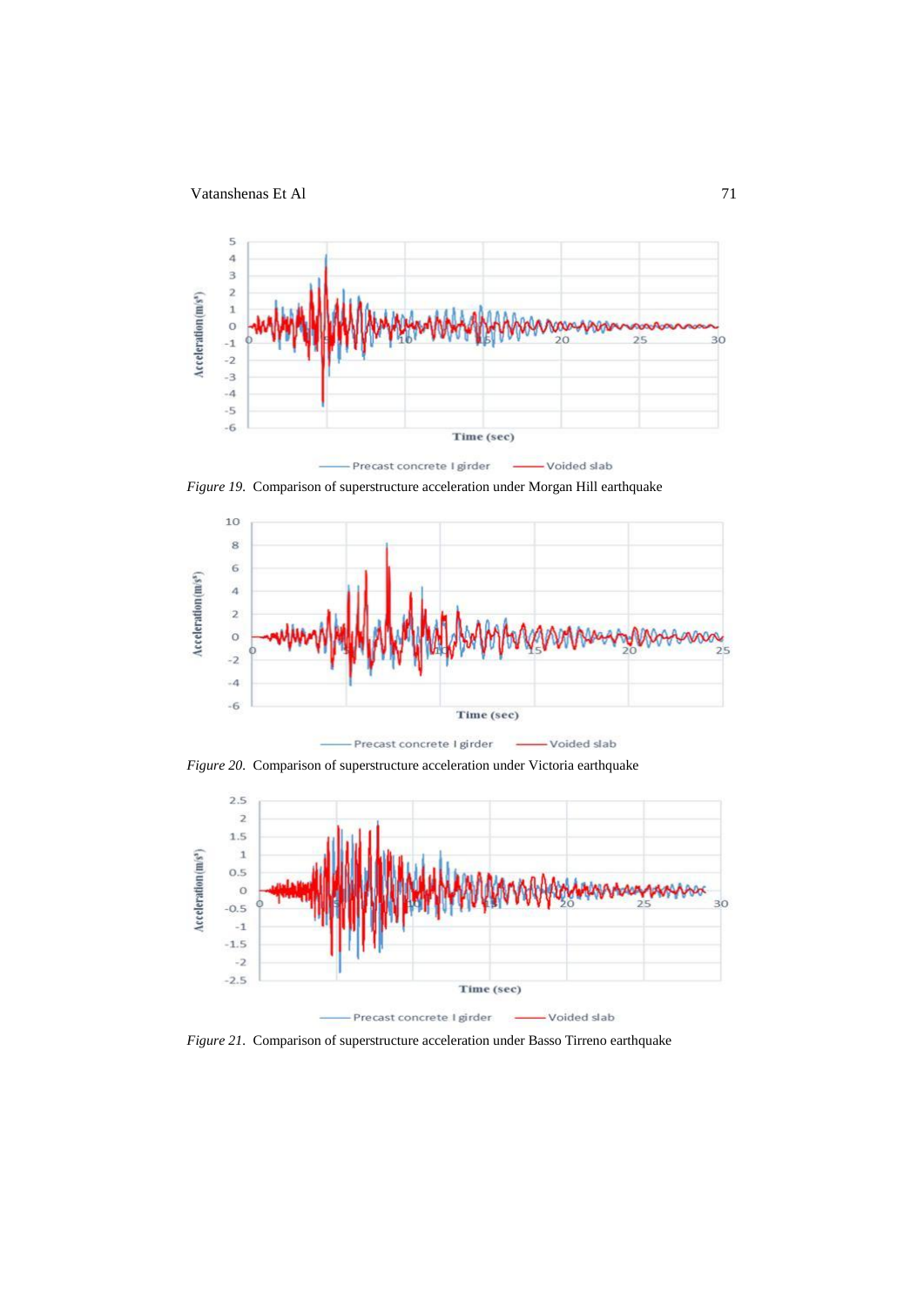*Figure 19.* Comparison of superstructure acceleration under Morgan Hill earthquake

*Figure 20.* Comparison of superstructure acceleration under Victoria earthquake

*Figure 21.* Comparison of superstructure acceleration under Basso Tirreno earthquake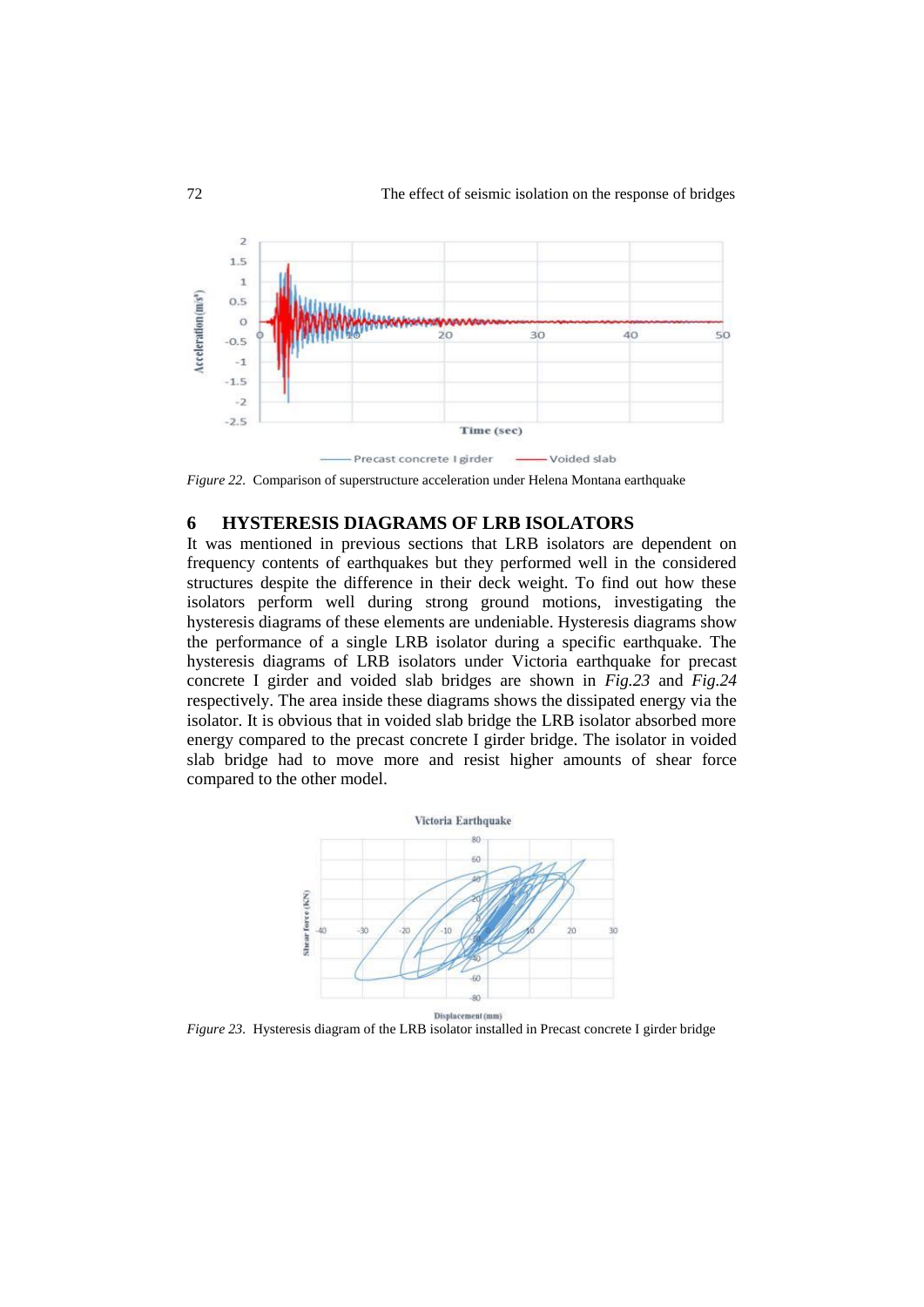*Figure 22.* Comparison of superstructure acceleration under Helena Montana earthquake

## 6 HYSTERESIS DIAGRAMS OF LRB ISOLATORS

It was mentioned in previous sections that LRB isolators are dependent on frequency contents of earthquakes but they performed well in the considered structures despite the difference in their deck weight. To find out how these isolators perform well during strong ground motions, investigating the hysteresis diagrams of these elements are undeniable. Hysteresis diagrams show the performance of a single LRB isolator during a specific earthquake. The hysteresis diagrams of LRB isolators under Victoria earthquake for precast concrete I girder and voided slab bridges are shown in *Fig.23* and *Fig.24* respectively. The area inside these diagrams shows the dissipated energy via the isolator. It is obvious that in voided slab bridge the LRB isolator absorbed more energy compared to the precast concrete I girder bridge. The isolator in voided slab bridge had to move more and resist higher amounts of shear force compared to the other model.

*Figure 23.* Hysteresis diagram of the LRB isolator installed in Precast concrete I girder bridge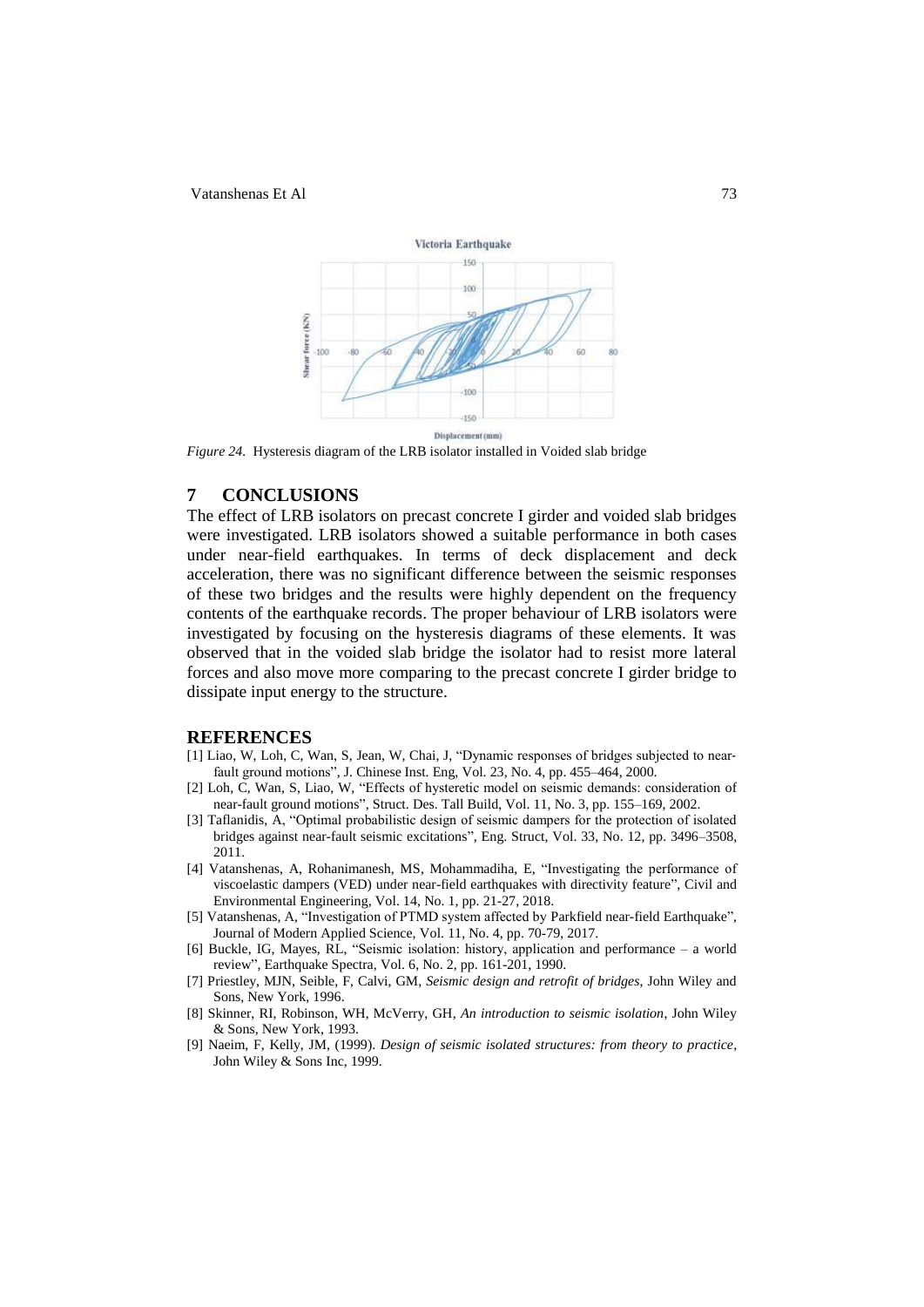*Figure 24.* Hysteresis diagram of the LRB isolator installed in Voided slab bridge

## 7 CONCLUSIONS

The effect of LRB isolators on precast concrete I girder and voided slab bridges were investigated. LRB isolators showed a suitable performance in both cases under near-field earthquakes. In terms of deck displacement and deck acceleration, there was no significant difference between the seismic responses of these two bridges and the results were highly dependent on the frequency contents of the earthquake records. The proper behaviour of LRB isolators were investigated by focusing on the hysteresis diagrams of these elements. It was observed that in the voided slab bridge the isolator had to resist more lateral forces and also move more comparing to the precast concrete I girder bridge to dissipate input energy to the structure.

## REFERENCES

[1] Liao, W, Loh, C, Wan, S, Jean, W, Chai, J, "Dynamic responses of bridges subjected to near-fault ground motions", J. Chinese Inst. Eng, Vol. 23, No. 4, pp. 455–464, 2000.

[2] Loh, C, Wan, S, Liao, W, "Effects of hysteretic model on seismic demands: consideration of near-fault ground motions", Struct. Des. Tall Build, Vol. 11, No. 3, pp. 155–169, 2002.

[3] Taflanidis, A, "Optimal probabilistic design of seismic dampers for the protection of isolated bridges against near-fault seismic excitations", Eng. Struct, Vol. 33, No. 12, pp. 3496–3508, 2011.

[4] Vatanshenas, A, Rohanimanesh, MS, Mohammadiha, E, "Investigating the performance of viscoelastic dampers (VED) under near-field earthquakes with directivity feature", Civil and Environmental Engineering, Vol. 14, No. 1, pp. 21-27, 2018.

[5] Vatanshenas, A, "Investigation of PTMD system affected by Parkfield near-field Earthquake", Journal of Modern Applied Science, Vol. 11, No. 4, pp. 70-79, 2017.

[6] Buckle, IG, Mayes, RL, "Seismic isolation: history, application and performance – a world review", Earthquake Spectra, Vol. 6, No. 2, pp. 161-201, 1990.

[7] Priestley, MJN, Seible, F, Calvi, GM, *Seismic design and retrofit of bridges*, John Wiley and Sons, New York, 1996.

[8] Skinner, RI, Robinson, WH, McVerry, GH, *An introduction to seismic isolation*, John Wiley & Sons, New York, 1993.

[9] Naeim, F, Kelly, JM, (1999). *Design of seismic isolated structures: from theory to practice*, John Wiley & Sons Inc, 1999.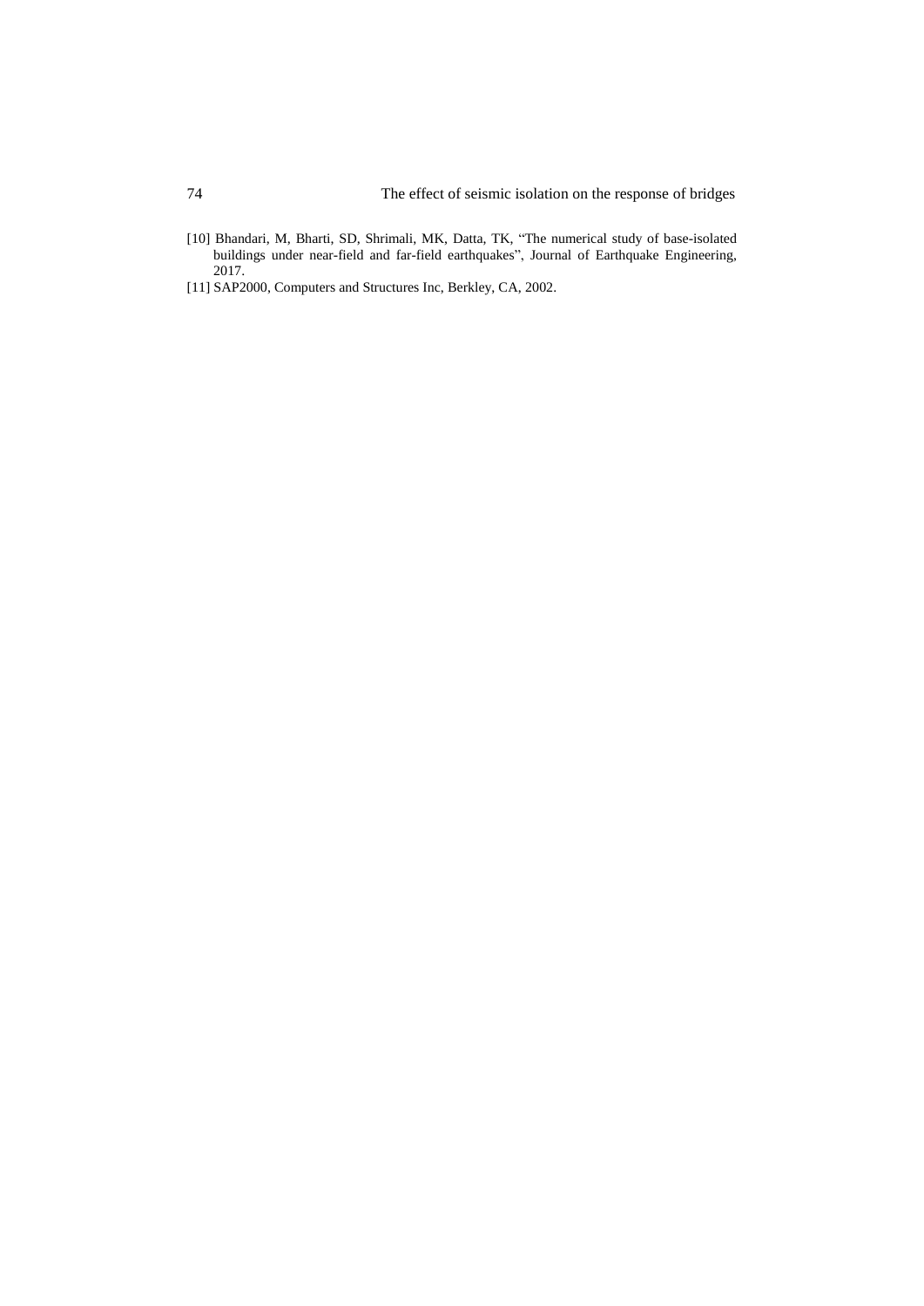[10] Bhandari, M, Bharti, SD, Shrimali, MK, Datta, TK, "The numerical study of base-isolated buildings under near-field and far-field earthquakes", Journal of Earthquake Engineering, 2017.

[11] SAP2000, Computers and Structures Inc, Berkley, CA, 2002.